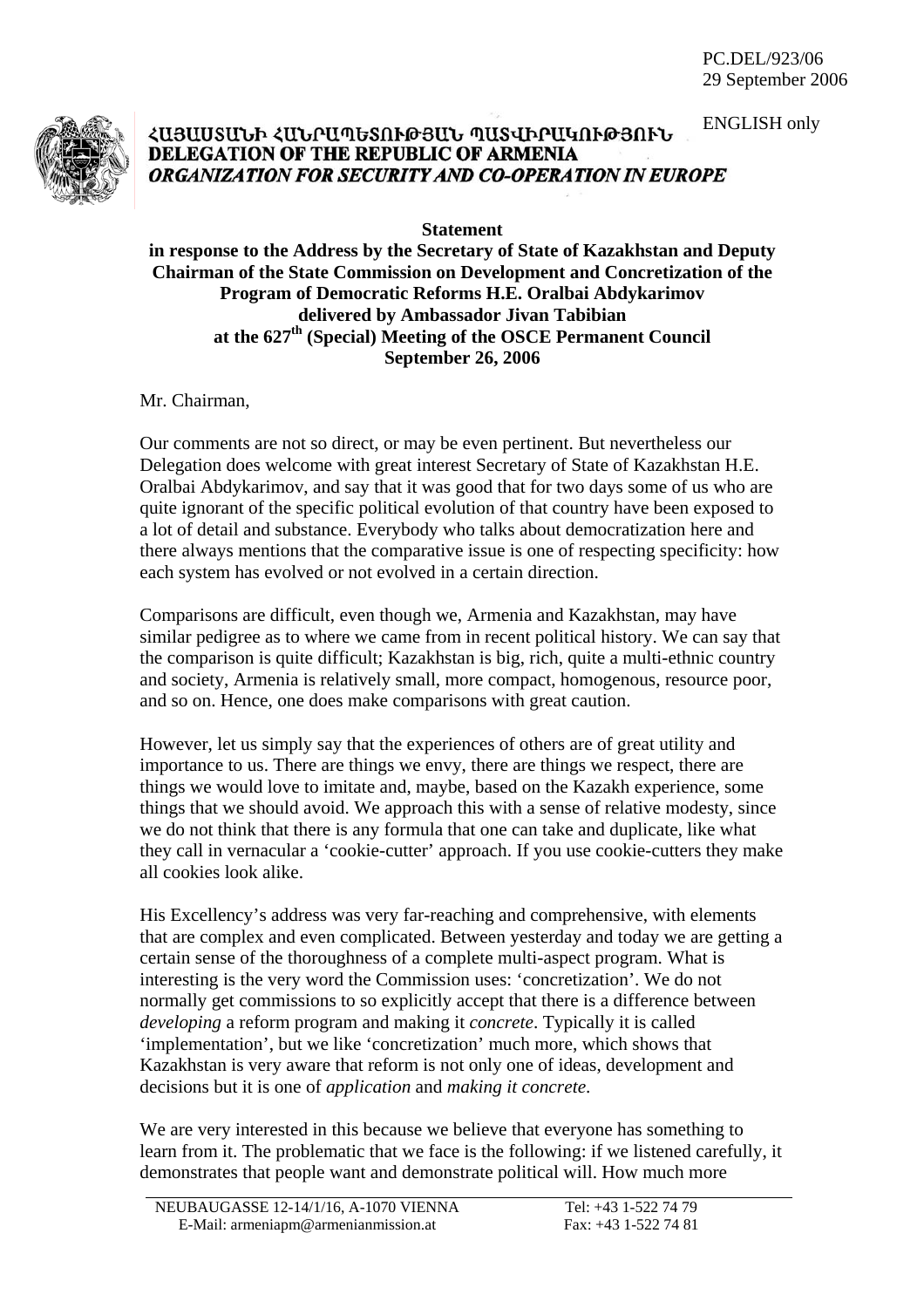PC.DEL/923/06
29 September 2006

ENGLISH only

ՀԱՅԱՍՏԱՆԻ ՀԱՆՐԱՊԵՏՈՒԹՅԱՆ ՊԱՏՎԻՐԱԿՈՒԹՅՈՒՆ
**DELEGATION OF THE REPUBLIC OF ARMENIA**
***ORGANIZATION FOR SECURITY AND CO-OPERATION IN EUROPE***

**Statement**
**in response to the Address by the Secretary of State of Kazakhstan and Deputy Chairman of the State Commission on Development and Concretization of the Program of Democratic Reforms H.E. Oralbai Abdykarimov delivered by Ambassador Jivan Tabibian at the 627th (Special) Meeting of the OSCE Permanent Council September 26, 2006**

Mr. Chairman,

Our comments are not so direct, or may be even pertinent. But nevertheless our Delegation does welcome with great interest Secretary of State of Kazakhstan H.E. Oralbai Abdykarimov, and say that it was good that for two days some of us who are quite ignorant of the specific political evolution of that country have been exposed to a lot of detail and substance. Everybody who talks about democratization here and there always mentions that the comparative issue is one of respecting specificity: how each system has evolved or not evolved in a certain direction.

Comparisons are difficult, even though we, Armenia and Kazakhstan, may have similar pedigree as to where we came from in recent political history. We can say that the comparison is quite difficult; Kazakhstan is big, rich, quite a multi-ethnic country and society, Armenia is relatively small, more compact, homogenous, resource poor, and so on. Hence, one does make comparisons with great caution.

However, let us simply say that the experiences of others are of great utility and importance to us. There are things we envy, there are things we respect, there are things we would love to imitate and, maybe, based on the Kazakh experience, some things that we should avoid. We approach this with a sense of relative modesty, since we do not think that there is any formula that one can take and duplicate, like what they call in vernacular a 'cookie-cutter' approach. If you use cookie-cutters they make all cookies look alike.

His Excellency's address was very far-reaching and comprehensive, with elements that are complex and even complicated. Between yesterday and today we are getting a certain sense of the thoroughness of a complete multi-aspect program. What is interesting is the very word the Commission uses: 'concretization'. We do not normally get commissions to so explicitly accept that there is a difference between *developing* a reform program and making it *concrete*. Typically it is called 'implementation', but we like 'concretization' much more, which shows that Kazakhstan is very aware that reform is not only one of ideas, development and decisions but it is one of *application* and *making it concrete*.

We are very interested in this because we believe that everyone has something to learn from it. The problematic that we face is the following: if we listened carefully, it demonstrates that people want and demonstrate political will. How much more

NEUBAUGASSE 12-14/1/16, A-1070 VIENNA Tel: +43 1-522 74 79
E-Mail: armeniapm@armenianmission.at Fax: +43 1-522 74 81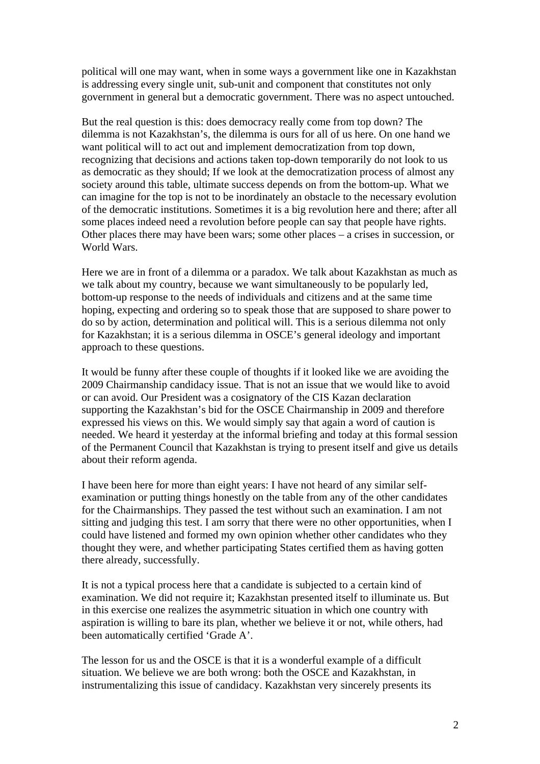political will one may want, when in some ways a government like one in Kazakhstan is addressing every single unit, sub-unit and component that constitutes not only government in general but a democratic government. There was no aspect untouched.

But the real question is this: does democracy really come from top down? The dilemma is not Kazakhstan's, the dilemma is ours for all of us here. On one hand we want political will to act out and implement democratization from top down, recognizing that decisions and actions taken top-down temporarily do not look to us as democratic as they should; If we look at the democratization process of almost any society around this table, ultimate success depends on from the bottom-up. What we can imagine for the top is not to be inordinately an obstacle to the necessary evolution of the democratic institutions. Sometimes it is a big revolution here and there; after all some places indeed need a revolution before people can say that people have rights. Other places there may have been wars; some other places – a crises in succession, or World Wars.

Here we are in front of a dilemma or a paradox. We talk about Kazakhstan as much as we talk about my country, because we want simultaneously to be popularly led, bottom-up response to the needs of individuals and citizens and at the same time hoping, expecting and ordering so to speak those that are supposed to share power to do so by action, determination and political will. This is a serious dilemma not only for Kazakhstan; it is a serious dilemma in OSCE's general ideology and important approach to these questions.

It would be funny after these couple of thoughts if it looked like we are avoiding the 2009 Chairmanship candidacy issue. That is not an issue that we would like to avoid or can avoid. Our President was a cosignatory of the CIS Kazan declaration supporting the Kazakhstan's bid for the OSCE Chairmanship in 2009 and therefore expressed his views on this. We would simply say that again a word of caution is needed. We heard it yesterday at the informal briefing and today at this formal session of the Permanent Council that Kazakhstan is trying to present itself and give us details about their reform agenda.

I have been here for more than eight years: I have not heard of any similar self-examination or putting things honestly on the table from any of the other candidates for the Chairmanships. They passed the test without such an examination. I am not sitting and judging this test. I am sorry that there were no other opportunities, when I could have listened and formed my own opinion whether other candidates who they thought they were, and whether participating States certified them as having gotten there already, successfully.

It is not a typical process here that a candidate is subjected to a certain kind of examination. We did not require it; Kazakhstan presented itself to illuminate us. But in this exercise one realizes the asymmetric situation in which one country with aspiration is willing to bare its plan, whether we believe it or not, while others, had been automatically certified 'Grade A'.

The lesson for us and the OSCE is that it is a wonderful example of a difficult situation. We believe we are both wrong: both the OSCE and Kazakhstan, in instrumentalizing this issue of candidacy. Kazakhstan very sincerely presents its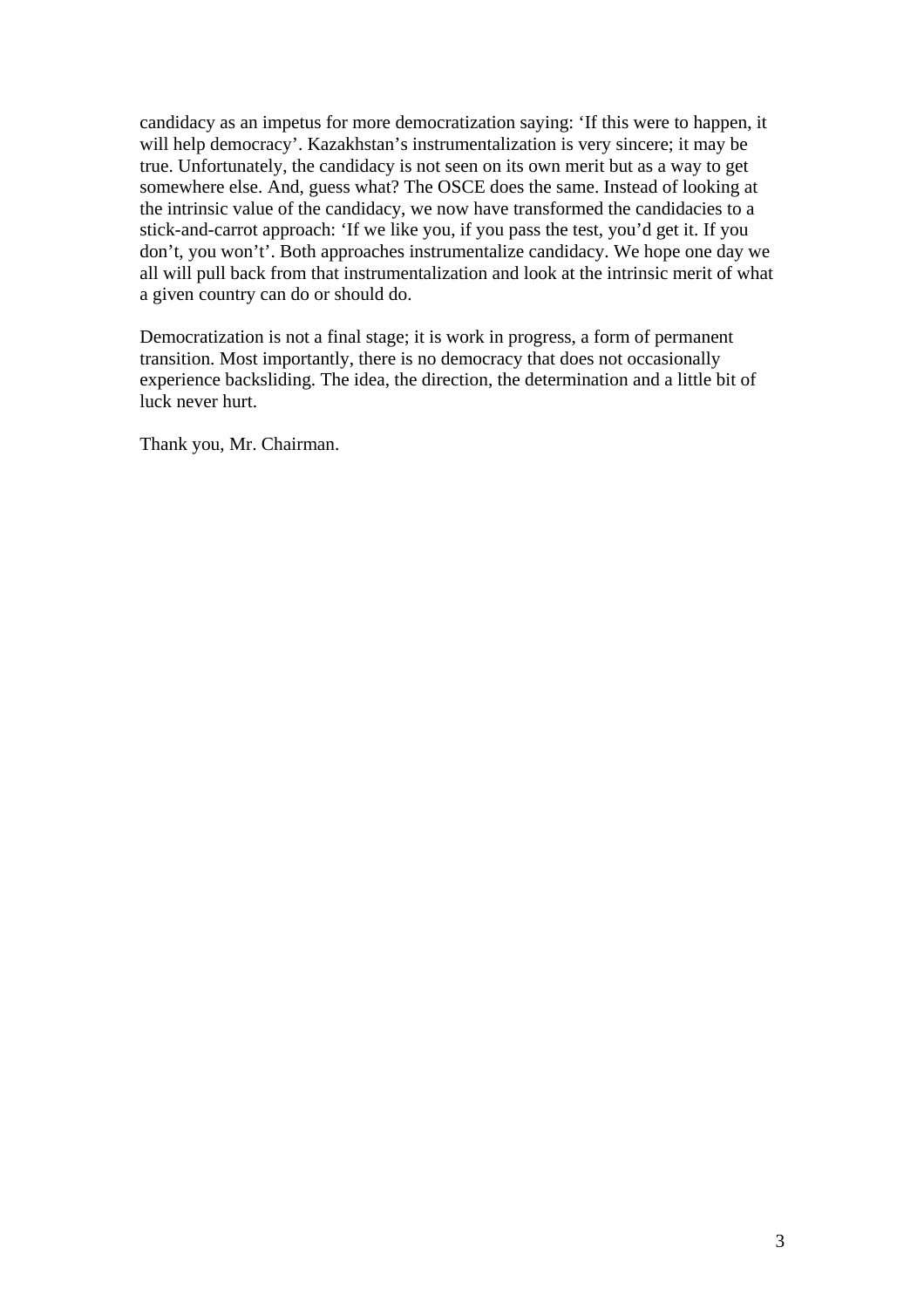candidacy as an impetus for more democratization saying: 'If this were to happen, it will help democracy'. Kazakhstan's instrumentalization is very sincere; it may be true. Unfortunately, the candidacy is not seen on its own merit but as a way to get somewhere else. And, guess what? The OSCE does the same. Instead of looking at the intrinsic value of the candidacy, we now have transformed the candidacies to a stick-and-carrot approach: 'If we like you, if you pass the test, you'd get it. If you don't, you won't'. Both approaches instrumentalize candidacy. We hope one day we all will pull back from that instrumentalization and look at the intrinsic merit of what a given country can do or should do.

Democratization is not a final stage; it is work in progress, a form of permanent transition. Most importantly, there is no democracy that does not occasionally experience backsliding. The idea, the direction, the determination and a little bit of luck never hurt.

Thank you, Mr. Chairman.